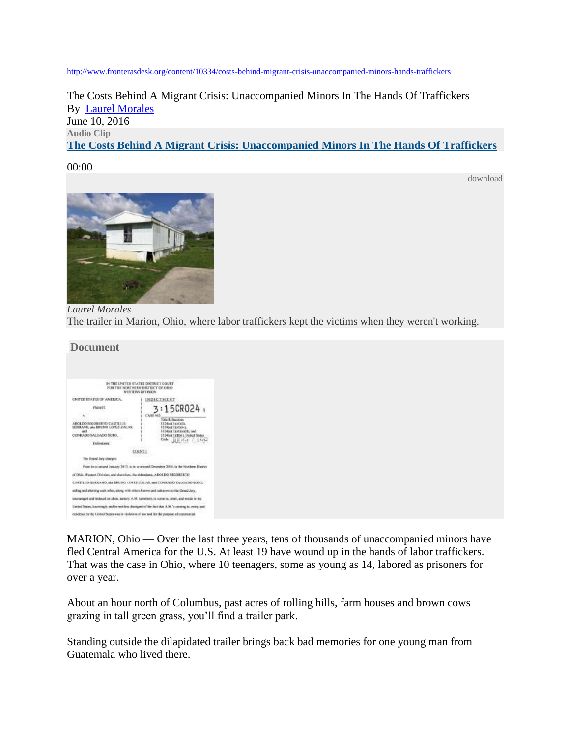http://www.fronterasdesk.org/content/10334/costs-behind-migrant-crisis-unaccompanied-minors-hands-traffickers

# The Costs Behind A Migrant Crisis: Unaccompanied Minors In The Hands Of Traffickers

By Laurel Morales

June 10, 2016

Audio Clip

**The Costs Behind A Migrant Crisis: Unaccompanied Minors In The Hands Of Traffickers**

00:00

download

*Laurel Morales*

The trailer in Marion, Ohio, where labor traffickers kept the victims when they weren't working.

**Document**

MARION, Ohio — Over the last three years, tens of thousands of unaccompanied minors have fled Central America for the U.S. At least 19 have wound up in the hands of labor traffickers. That was the case in Ohio, where 10 teenagers, some as young as 14, labored as prisoners for over a year.

About an hour north of Columbus, past acres of rolling hills, farm houses and brown cows grazing in tall green grass, you'll find a trailer park.

Standing outside the dilapidated trailer brings back bad memories for one young man from Guatemala who lived there.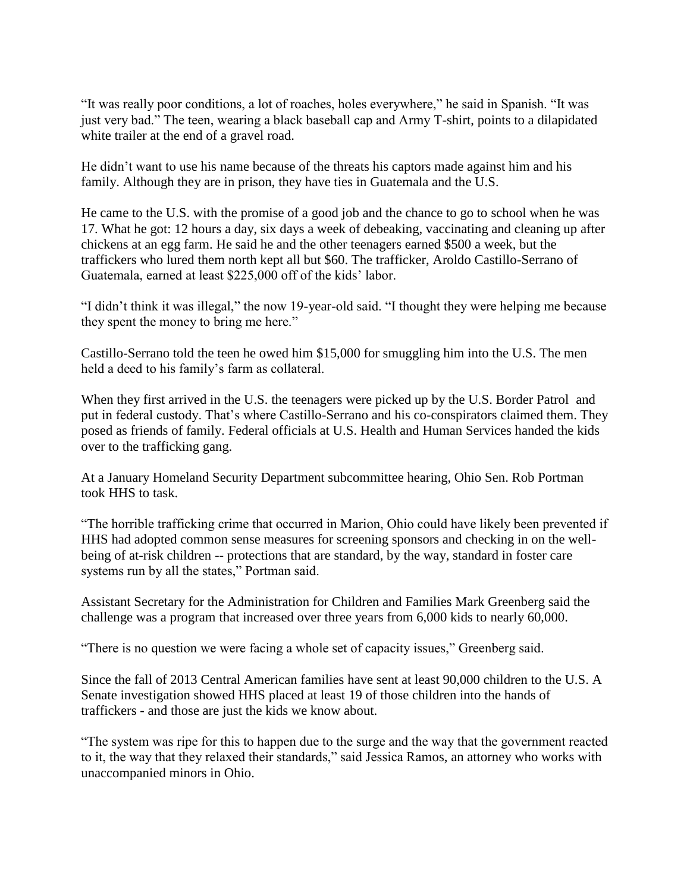"It was really poor conditions, a lot of roaches, holes everywhere," he said in Spanish. "It was just very bad." The teen, wearing a black baseball cap and Army T-shirt, points to a dilapidated white trailer at the end of a gravel road.

He didn't want to use his name because of the threats his captors made against him and his family. Although they are in prison, they have ties in Guatemala and the U.S.

He came to the U.S. with the promise of a good job and the chance to go to school when he was 17. What he got: 12 hours a day, six days a week of debeaking, vaccinating and cleaning up after chickens at an egg farm. He said he and the other teenagers earned $500 a week, but the traffickers who lured them north kept all but $60. The trafficker, Aroldo Castillo-Serrano of Guatemala, earned at least $225,000 off of the kids' labor.

"I didn't think it was illegal," the now 19-year-old said. "I thought they were helping me because they spent the money to bring me here."

Castillo-Serrano told the teen he owed him $15,000 for smuggling him into the U.S. The men held a deed to his family's farm as collateral.

When they first arrived in the U.S. the teenagers were picked up by the U.S. Border Patrol and put in federal custody. That's where Castillo-Serrano and his co-conspirators claimed them. They posed as friends of family. Federal officials at U.S. Health and Human Services handed the kids over to the trafficking gang.

At a January Homeland Security Department subcommittee hearing, Ohio Sen. Rob Portman took HHS to task.

"The horrible trafficking crime that occurred in Marion, Ohio could have likely been prevented if HHS had adopted common sense measures for screening sponsors and checking in on the well-being of at-risk children -- protections that are standard, by the way, standard in foster care systems run by all the states," Portman said.

Assistant Secretary for the Administration for Children and Families Mark Greenberg said the challenge was a program that increased over three years from 6,000 kids to nearly 60,000.

"There is no question we were facing a whole set of capacity issues," Greenberg said.

Since the fall of 2013 Central American families have sent at least 90,000 children to the U.S. A Senate investigation showed HHS placed at least 19 of those children into the hands of traffickers - and those are just the kids we know about.

"The system was ripe for this to happen due to the surge and the way that the government reacted to it, the way that they relaxed their standards," said Jessica Ramos, an attorney who works with unaccompanied minors in Ohio.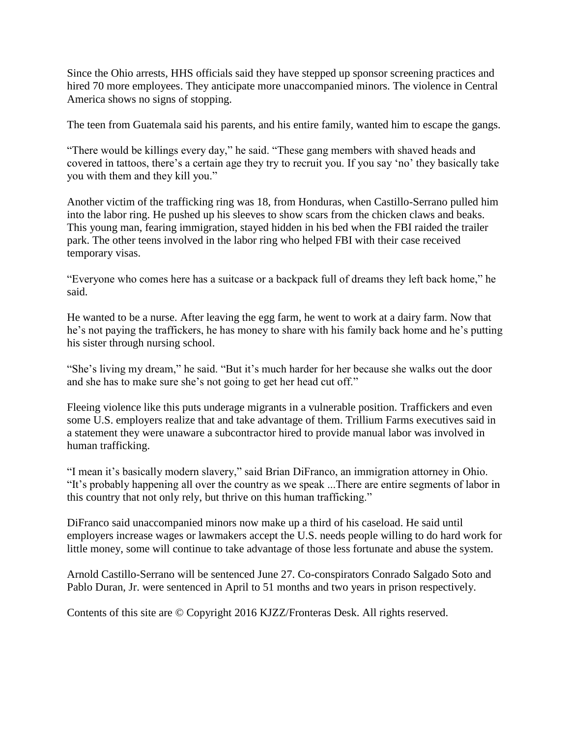Since the Ohio arrests, HHS officials said they have stepped up sponsor screening practices and hired 70 more employees. They anticipate more unaccompanied minors. The violence in Central America shows no signs of stopping.

The teen from Guatemala said his parents, and his entire family, wanted him to escape the gangs.

"There would be killings every day," he said. "These gang members with shaved heads and covered in tattoos, there's a certain age they try to recruit you. If you say 'no' they basically take you with them and they kill you."

Another victim of the trafficking ring was 18, from Honduras, when Castillo-Serrano pulled him into the labor ring. He pushed up his sleeves to show scars from the chicken claws and beaks. This young man, fearing immigration, stayed hidden in his bed when the FBI raided the trailer park. The other teens involved in the labor ring who helped FBI with their case received temporary visas.

"Everyone who comes here has a suitcase or a backpack full of dreams they left back home," he said.

He wanted to be a nurse. After leaving the egg farm, he went to work at a dairy farm. Now that he's not paying the traffickers, he has money to share with his family back home and he's putting his sister through nursing school.

"She's living my dream," he said. "But it's much harder for her because she walks out the door and she has to make sure she's not going to get her head cut off."

Fleeing violence like this puts underage migrants in a vulnerable position. Traffickers and even some U.S. employers realize that and take advantage of them. Trillium Farms executives said in a statement they were unaware a subcontractor hired to provide manual labor was involved in human trafficking.

"I mean it's basically modern slavery," said Brian DiFranco, an immigration attorney in Ohio. "It's probably happening all over the country as we speak ...There are entire segments of labor in this country that not only rely, but thrive on this human trafficking."

DiFranco said unaccompanied minors now make up a third of his caseload. He said until employers increase wages or lawmakers accept the U.S. needs people willing to do hard work for little money, some will continue to take advantage of those less fortunate and abuse the system.

Arnold Castillo-Serrano will be sentenced June 27. Co-conspirators Conrado Salgado Soto and Pablo Duran, Jr. were sentenced in April to 51 months and two years in prison respectively.

Contents of this site are © Copyright 2016 KJZZ/Fronteras Desk. All rights reserved.